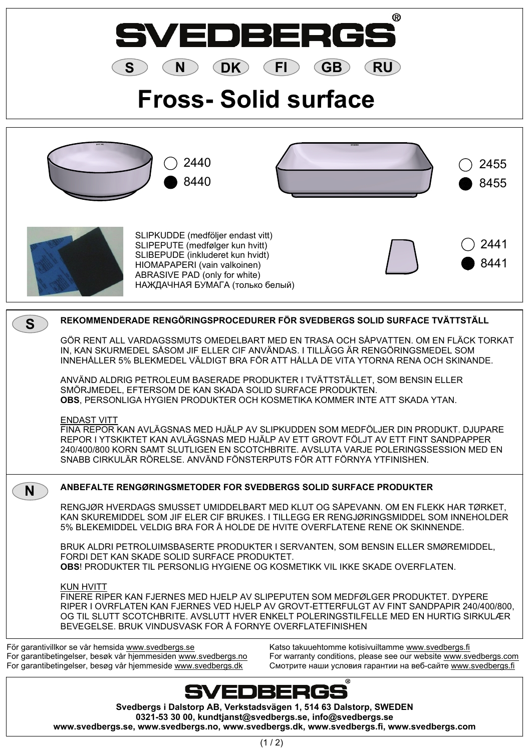# SVEDBERGS®

**S** **N** **DK** **FI** **GB** **RU**

# Fross- Solid surface

○ 2440
● 8440

○ 2455
● 8455

SLIPKUDDE (medföljer endast vitt)
SLIPEPUTE (medfølger kun hvitt)
SLIBEPUDE (inkluderet kun hvidt)
HIOMAPAPERI (vain valkoinen)
ABRASIVE PAD (only for white)
НАЖДАЧНАЯ БУМАГА (только белый)

○ 2441
● 8441

## S

**REKOMMENDERADE RENGÖRINGSPROCEDURER FÖR SVEDBERGS SOLID SURFACE TVÄTTSTÄLL**

GÖR RENT ALL VARDAGSSMUTS OMEDELBART MED EN TRASA OCH SÅPVATTEN. OM EN FLÄCK TORKAT IN, KAN SKURMEDEL SÅSOM JIF ELLER CIF ANVÄNDAS. I TILLÄGG ÄR RENGÖRINGSMEDEL SOM INNEHÅLLER 5% BLEKMEDEL VÄLDIGT BRA FÖR ATT HÅLLA DE VITA YTORNA RENA OCH SKINANDE.

ANVÄND ALDRIG PETROLEUM BASERADE PRODUKTER I TVÄTTSTÄLLET, SOM BENSIN ELLER SMÖRJMEDEL, EFTERSOM DE KAN SKADA SOLID SURFACE PRODUKTEN.
**OBS**, PERSONLIGA HYGIEN PRODUKTER OCH KOSMETIKA KOMMER INTE ATT SKADA YTAN.

ENDAST VITT
FINA REPOR KAN AVLÄGSNAS MED HJÄLP AV SLIPKUDDEN SOM MEDFÖLJER DIN PRODUKT. DJUPARE REPOR I YTSKIKTET KAN AVLÄGSNAS MED HJÄLP AV ETT GROVT FÖLJT AV ETT FINT SANDPAPPER 240/400/800 KORN SAMT SLUTLIGEN EN SCOTCHBRITE. AVSLUTA VARJE POLERINGSSESSION MED EN SNABB CIRKULÄR RÖRELSE. ANVÄND FÖNSTERPUTS FÖR ATT FÖRNYA YTFINISHEN.

## N

**ANBEFALTE RENGØRINGSMETODER FOR SVEDBERGS SOLID SURFACE PRODUKTER**

RENGJØR HVERDAGS SMUSSET UMIDDELBART MED KLUT OG SÅPEVANN. OM EN FLEKK HAR TØRKET, KAN SKUREMIDDEL SOM JIF ELER CIF BRUKES. I TILLEGG ER RENGJØRINGSMIDDEL SOM INNEHOLDER 5% BLEKEMIDDEL VELDIG BRA FOR Å HOLDE DE HVITE OVERFLATENE RENE OK SKINNENDE.

BRUK ALDRI PETROLUIMSBASERTE PRODUKTER I SERVANTEN, SOM BENSIN ELLER SMØREMIDDEL, FORDI DET KAN SKADE SOLID SURFACE PRODUKTET.
**OBS**! PRODUKTER TIL PERSONLIG HYGIENE OG KOSMETIKK VIL IKKE SKADE OVERFLATEN.

KUN HVITT
FINERE RIPER KAN FJERNES MED HJELP AV SLIPEPUTEN SOM MEDFØLGER PRODUKTET. DYPERE RIPER I OVRFLATEN KAN FJERNES VED HJELP AV GROVT-ETTERFULGT AV FINT SANDPAPIR 240/400/800, OG TIL SLUTT SCOTCHBRITE. AVSLUTT HVER ENKELT POLERINGSTILFELLE MED EN HURTIG SIRKULÆR BEVEGELSE. BRUK VINDUSVASK FOR Å FORNYE OVERFLATEFINISHEN

För garantivillkor se vår hemsida www.svedbergs.se
For garantibetingelser, besøk vår hjemmeside www.svedbergs.no
For garantibetingelser, besøg vår hjemmeside www.svedbergs.dk
Katso takuuehtomme kotisivuiltamme www.svedbergs.fi
For warranty conditions, please see our website www.svedbergs.com
Смотрите наши условия гарантии на веб-сайте www.svedbergs.fi

**SVEDBERGS®**

**Svedbergs i Dalstorp AB, Verkstadsvägen 1, 514 63 Dalstorp, SWEDEN**
**0321-53 30 00, kundtjanst@svedbergs.se, info@svedbergs.se**
**www.svedbergs.se, www.svedbergs.no, www.svedbergs.dk, www.svedbergs.fi, www.svedbergs.com**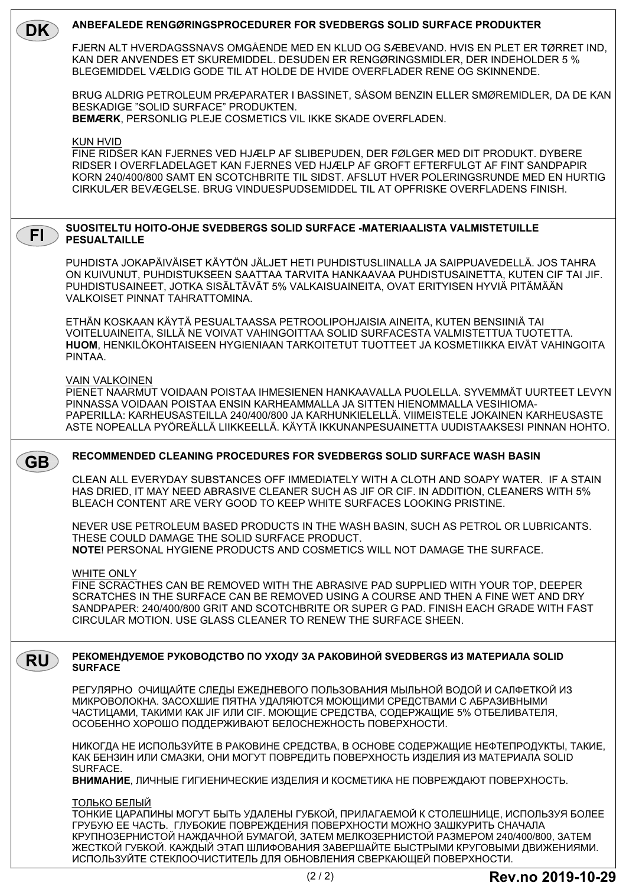## DK ANBEFALEDE RENGØRINGSPROCEDURER FOR SVEDBERGS SOLID SURFACE PRODUKTER

FJERN ALT HVERDAGSSNAVS OMGÅENDE MED EN KLUD OG SÆBEVAND. HVIS EN PLET ER TØRRET IND, KAN DER ANVENDES ET SKUREMIDDEL. DESUDEN ER RENGØRINGSMIDLER, DER INDEHOLDER 5 % BLEGEMIDDEL VÆLDIG GODE TIL AT HOLDE DE HVIDE OVERFLADER RENE OG SKINNENDE.

BRUG ALDRIG PETROLEUM PRÆPARATER I BASSINET, SÅSOM BENZIN ELLER SMØREMIDLER, DA DE KAN BESKADIGE "SOLID SURFACE" PRODUKTEN.
**BEMÆRK**, PERSONLIG PLEJE COSMETICS VIL IKKE SKADE OVERFLADEN.

KUN HVID
FINE RIDSER KAN FJERNES VED HJÆLP AF SLIBEPUDEN, DER FØLGER MED DIT PRODUKT. DYBERE RIDSER I OVERFLADELAGET KAN FJERNES VED HJÆLP AF GROFT EFTERFULGT AF FINT SANDPAPIR KORN 240/400/800 SAMT EN SCOTCHBRITE TIL SIDST. AFSLUT HVER POLERINGSRUNDE MED EN HURTIG CIRKULÆR BEVÆGELSE. BRUG VINDUESPUDSEMIDDEL TIL AT OPFRISKE OVERFLADENS FINISH.

## FI SUOSITELTU HOITO-OHJE SVEDBERGS SOLID SURFACE -MATERIAALISTA VALMISTETUILLE PESUALTAILLE

PUHDISTA JOKAPÄIVÄISET KÄYTÖN JÄLJET HETI PUHDISTUSLIINALLA JA SAIPPUAVEDELLÄ. JOS TAHRA ON KUIVUNUT, PUHDISTUKSEEN SAATTAA TARVITA HANKAAVAA PUHDISTUSAINETTA, KUTEN CIF TAI JIF. PUHDISTUSAINEET, JOTKA SISÄLTÄVÄT 5% VALKAISUAINEITA, OVAT ERITYISEN HYVIÄ PITÄMÄÄN VALKOISET PINNAT TAHRATTOMINA.

ETHÄN KOSKAAN KÄYTÄ PESUALTAASSA PETROOLIPOHJAISIA AINEITA, KUTEN BENSIINIÄ TAI VOITELUAINEITA, SILLÄ NE VOIVAT VAHINGOITTAA SOLID SURFACESTA VALMISTETTUA TUOTETTA.
**HUOM**, HENKILÖKOHTAISEEN HYGIENIAAN TARKOITETUT TUOTTEET JA KOSMETIIKKA EIVÄT VAHINGOITA PINTAA.

VAIN VALKOINEN
PIENET NAARMUT VOIDAAN POISTAA IHMESIENEN HANKAAVALLA PUOLELLA. SYVEMMÄT UURTEET LEVYN PINNASSA VOIDAAN POISTAA ENSIN KARHEAMMALLA JA SITTEN HIENOMMALLA VESIHIOMA-PAPERILLA: KARHEUSASTEILLA 240/400/800 JA KARHUNKIELELLÄ. VIIMEISTELE JOKAINEN KARHEUSASTE ASTE NOPEALLA PYÖREÄLLÄ LIIKKEELLÄ. KÄYTÄ IKKUNANPESUAINETTA UUDISTAAKSESI PINNAN HOHTO.

## GB RECOMMENDED CLEANING PROCEDURES FOR SVEDBERGS SOLID SURFACE WASH BASIN

CLEAN ALL EVERYDAY SUBSTANCES OFF IMMEDIATELY WITH A CLOTH AND SOAPY WATER. IF A STAIN HAS DRIED, IT MAY NEED ABRASIVE CLEANER SUCH AS JIF OR CIF. IN ADDITION, CLEANERS WITH 5% BLEACH CONTENT ARE VERY GOOD TO KEEP WHITE SURFACES LOOKING PRISTINE.

NEVER USE PETROLEUM BASED PRODUCTS IN THE WASH BASIN, SUCH AS PETROL OR LUBRICANTS. THESE COULD DAMAGE THE SOLID SURFACE PRODUCT.
**NOTE**! PERSONAL HYGIENE PRODUCTS AND COSMETICS WILL NOT DAMAGE THE SURFACE.

WHITE ONLY
FINE SCRACTHES CAN BE REMOVED WITH THE ABRASIVE PAD SUPPLIED WITH YOUR TOP, DEEPER SCRATCHES IN THE SURFACE CAN BE REMOVED USING A COURSE AND THEN A FINE WET AND DRY SANDPAPER: 240/400/800 GRIT AND SCOTCHBRITE OR SUPER G PAD. FINISH EACH GRADE WITH FAST CIRCULAR MOTION. USE GLASS CLEANER TO RENEW THE SURFACE SHEEN.

## RU РЕКОМЕНДУЕМОЕ РУКОВОДСТВО ПО УХОДУ ЗА РАКОВИНОЙ SVEDBERGS ИЗ МАТЕРИАЛА SOLID SURFACE

РЕГУЛЯРНО ОЧИЩАЙТЕ СЛЕДЫ ЕЖЕДНЕВОГО ПОЛЬЗОВАНИЯ МЫЛЬНОЙ ВОДОЙ И САЛФЕТКОЙ ИЗ МИКРОВОЛОКНА. ЗАСОХШИЕ ПЯТНА УДАЛЯЮТСЯ МОЮЩИМИ СРЕДСТВАМИ С АБРАЗИВНЫМИ ЧАСТИЦАМИ, ТАКИМИ КАК JIF ИЛИ CIF. МОЮЩИЕ СРЕДСТВА, СОДЕРЖАЩИЕ 5% ОТБЕЛИВАТЕЛЯ, ОСОБЕННО ХОРОШО ПОДДЕРЖИВАЮТ БЕЛОСНЕЖНОСТЬ ПОВЕРХНОСТИ.

НИКОГДА НЕ ИСПОЛЬЗУЙТЕ В РАКОВИНЕ СРЕДСТВА, В ОСНОВЕ СОДЕРЖАЩИЕ НЕФТЕПРОДУКТЫ, ТАКИЕ, КАК БЕНЗИН ИЛИ СМАЗКИ, ОНИ МОГУТ ПОВРЕДИТЬ ПОВЕРХНОСТЬ ИЗДЕЛИЯ ИЗ МАТЕРИАЛА SOLID SURFACE.
**ВНИМАНИЕ**, ЛИЧНЫЕ ГИГИЕНИЧЕСКИЕ ИЗДЕЛИЯ И КОСМЕТИКА НЕ ПОВРЕЖДАЮТ ПОВЕРХНОСТЬ.

ТОЛЬКО БЕЛЫЙ
ТОНКИЕ ЦАРАПИНЫ МОГУТ БЫТЬ УДАЛЕНЫ ГУБКОЙ, ПРИЛАГАЕМОЙ К СТОЛЕШНИЦЕ, ИСПОЛЬЗУЯ БОЛЕЕ ГРУБУЮ ЕЕ ЧАСТЬ. ГЛУБОКИЕ ПОВРЕЖДЕНИЯ ПОВЕРХНОСТИ МОЖНО ЗАШКУРИТЬ СНАЧАЛА КРУПНОЗЕРНИСТОЙ НАЖДАЧНОЙ БУМАГОЙ, ЗАТЕМ МЕЛКОЗЕРНИСТОЙ РАЗМЕРОМ 240/400/800, ЗАТЕМ ЖЕСТКОЙ ГУБКОЙ. КАЖДЫЙ ЭТАП ШЛИФОВАНИЯ ЗАВЕРШАЙТЕ БЫСТРЫМИ КРУГОВЫМИ ДВИЖЕНИЯМИ. ИСПОЛЬЗУЙТЕ СТЕКЛООЧИСТИТЕЛЬ ДЛЯ ОБНОВЛЕНИЯ СВЕРКАЮЩЕЙ ПОВЕРХНОСТИ.

**Rev.no 2019-10-29**